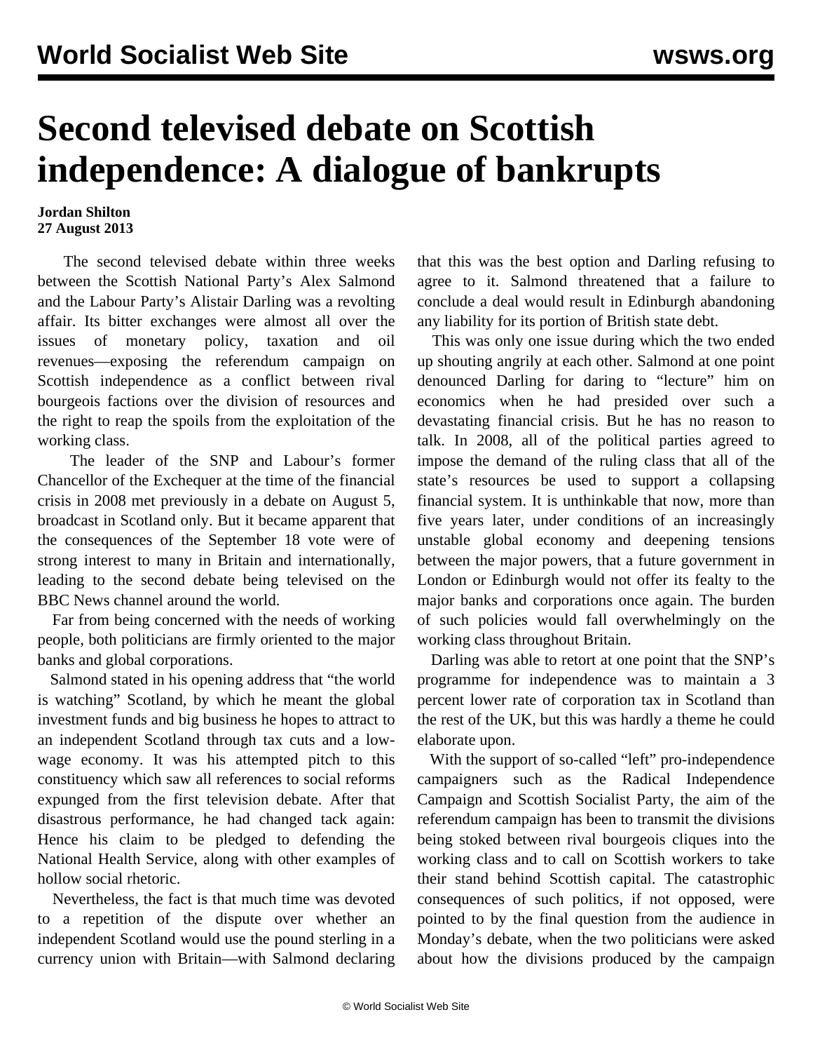# Second televised debate on Scottish independence: A dialogue of bankrupts

**Jordan Shilton**
**27 August 2013**

The second televised debate within three weeks between the Scottish National Party's Alex Salmond and the Labour Party's Alistair Darling was a revolting affair. Its bitter exchanges were almost all over the issues of monetary policy, taxation and oil revenues—exposing the referendum campaign on Scottish independence as a conflict between rival bourgeois factions over the division of resources and the right to reap the spoils from the exploitation of the working class.

The leader of the SNP and Labour's former Chancellor of the Exchequer at the time of the financial crisis in 2008 met previously in a debate on August 5, broadcast in Scotland only. But it became apparent that the consequences of the September 18 vote were of strong interest to many in Britain and internationally, leading to the second debate being televised on the BBC News channel around the world.

Far from being concerned with the needs of working people, both politicians are firmly oriented to the major banks and global corporations.

Salmond stated in his opening address that "the world is watching" Scotland, by which he meant the global investment funds and big business he hopes to attract to an independent Scotland through tax cuts and a low-wage economy. It was his attempted pitch to this constituency which saw all references to social reforms expunged from the first television debate. After that disastrous performance, he had changed tack again: Hence his claim to be pledged to defending the National Health Service, along with other examples of hollow social rhetoric.

Nevertheless, the fact is that much time was devoted to a repetition of the dispute over whether an independent Scotland would use the pound sterling in a currency union with Britain—with Salmond declaring that this was the best option and Darling refusing to agree to it. Salmond threatened that a failure to conclude a deal would result in Edinburgh abandoning any liability for its portion of British state debt.

This was only one issue during which the two ended up shouting angrily at each other. Salmond at one point denounced Darling for daring to "lecture" him on economics when he had presided over such a devastating financial crisis. But he has no reason to talk. In 2008, all of the political parties agreed to impose the demand of the ruling class that all of the state's resources be used to support a collapsing financial system. It is unthinkable that now, more than five years later, under conditions of an increasingly unstable global economy and deepening tensions between the major powers, that a future government in London or Edinburgh would not offer its fealty to the major banks and corporations once again. The burden of such policies would fall overwhelmingly on the working class throughout Britain.

Darling was able to retort at one point that the SNP's programme for independence was to maintain a 3 percent lower rate of corporation tax in Scotland than the rest of the UK, but this was hardly a theme he could elaborate upon.

With the support of so-called "left" pro-independence campaigners such as the Radical Independence Campaign and Scottish Socialist Party, the aim of the referendum campaign has been to transmit the divisions being stoked between rival bourgeois cliques into the working class and to call on Scottish workers to take their stand behind Scottish capital. The catastrophic consequences of such politics, if not opposed, were pointed to by the final question from the audience in Monday's debate, when the two politicians were asked about how the divisions produced by the campaign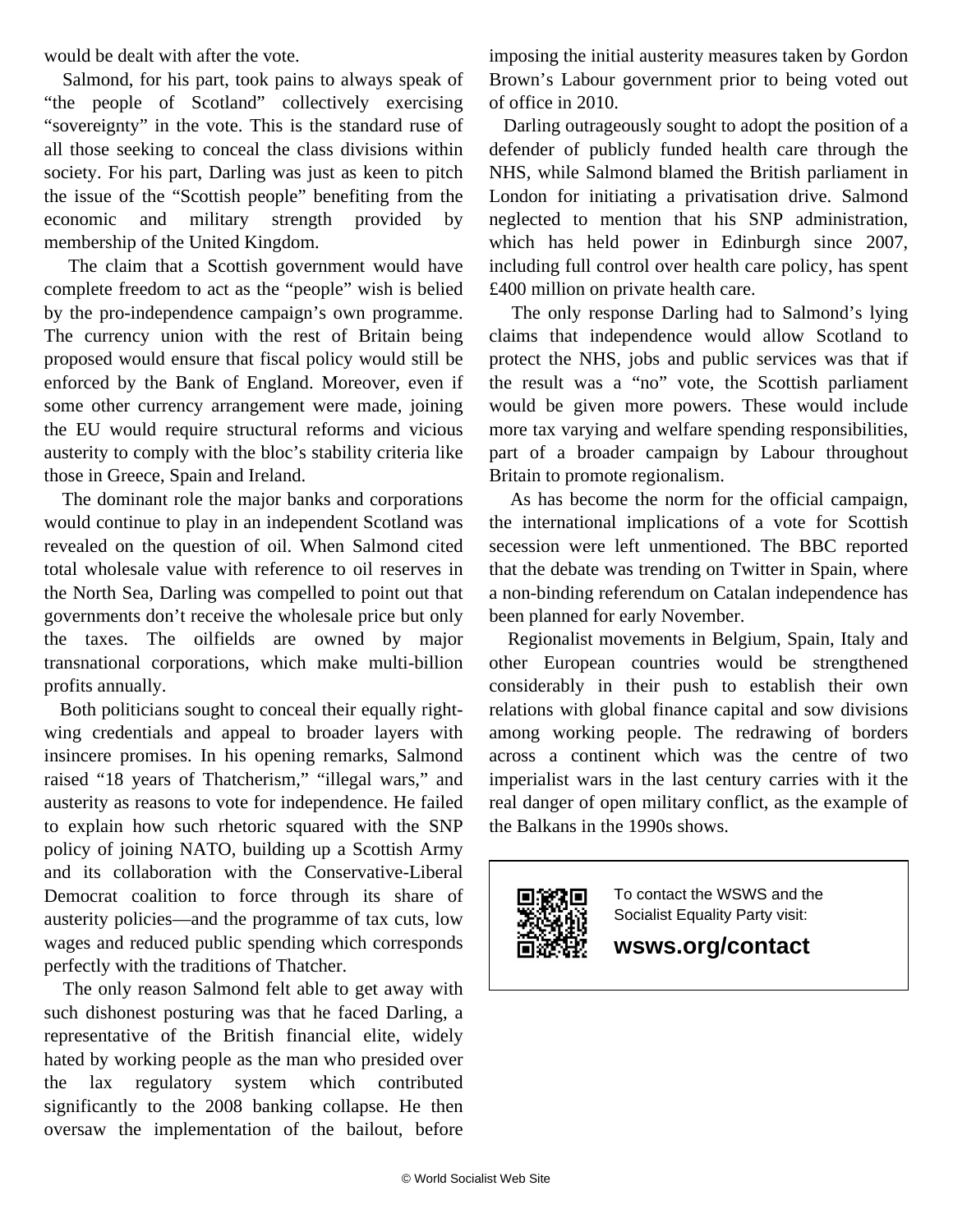would be dealt with after the vote.

Salmond, for his part, took pains to always speak of "the people of Scotland" collectively exercising "sovereignty" in the vote. This is the standard ruse of all those seeking to conceal the class divisions within society. For his part, Darling was just as keen to pitch the issue of the "Scottish people" benefiting from the economic and military strength provided by membership of the United Kingdom.

The claim that a Scottish government would have complete freedom to act as the "people" wish is belied by the pro-independence campaign's own programme. The currency union with the rest of Britain being proposed would ensure that fiscal policy would still be enforced by the Bank of England. Moreover, even if some other currency arrangement were made, joining the EU would require structural reforms and vicious austerity to comply with the bloc's stability criteria like those in Greece, Spain and Ireland.

The dominant role the major banks and corporations would continue to play in an independent Scotland was revealed on the question of oil. When Salmond cited total wholesale value with reference to oil reserves in the North Sea, Darling was compelled to point out that governments don't receive the wholesale price but only the taxes. The oilfields are owned by major transnational corporations, which make multi-billion profits annually.

Both politicians sought to conceal their equally right-wing credentials and appeal to broader layers with insincere promises. In his opening remarks, Salmond raised "18 years of Thatcherism," "illegal wars," and austerity as reasons to vote for independence. He failed to explain how such rhetoric squared with the SNP policy of joining NATO, building up a Scottish Army and its collaboration with the Conservative-Liberal Democrat coalition to force through its share of austerity policies—and the programme of tax cuts, low wages and reduced public spending which corresponds perfectly with the traditions of Thatcher.

The only reason Salmond felt able to get away with such dishonest posturing was that he faced Darling, a representative of the British financial elite, widely hated by working people as the man who presided over the lax regulatory system which contributed significantly to the 2008 banking collapse. He then oversaw the implementation of the bailout, before imposing the initial austerity measures taken by Gordon Brown's Labour government prior to being voted out of office in 2010.

Darling outrageously sought to adopt the position of a defender of publicly funded health care through the NHS, while Salmond blamed the British parliament in London for initiating a privatisation drive. Salmond neglected to mention that his SNP administration, which has held power in Edinburgh since 2007, including full control over health care policy, has spent £400 million on private health care.

The only response Darling had to Salmond's lying claims that independence would allow Scotland to protect the NHS, jobs and public services was that if the result was a "no" vote, the Scottish parliament would be given more powers. These would include more tax varying and welfare spending responsibilities, part of a broader campaign by Labour throughout Britain to promote regionalism.

As has become the norm for the official campaign, the international implications of a vote for Scottish secession were left unmentioned. The BBC reported that the debate was trending on Twitter in Spain, where a non-binding referendum on Catalan independence has been planned for early November.

Regionalist movements in Belgium, Spain, Italy and other European countries would be strengthened considerably in their push to establish their own relations with global finance capital and sow divisions among working people. The redrawing of borders across a continent which was the centre of two imperialist wars in the last century carries with it the real danger of open military conflict, as the example of the Balkans in the 1990s shows.

To contact the WSWS and the Socialist Equality Party visit:

**wsws.org/contact**